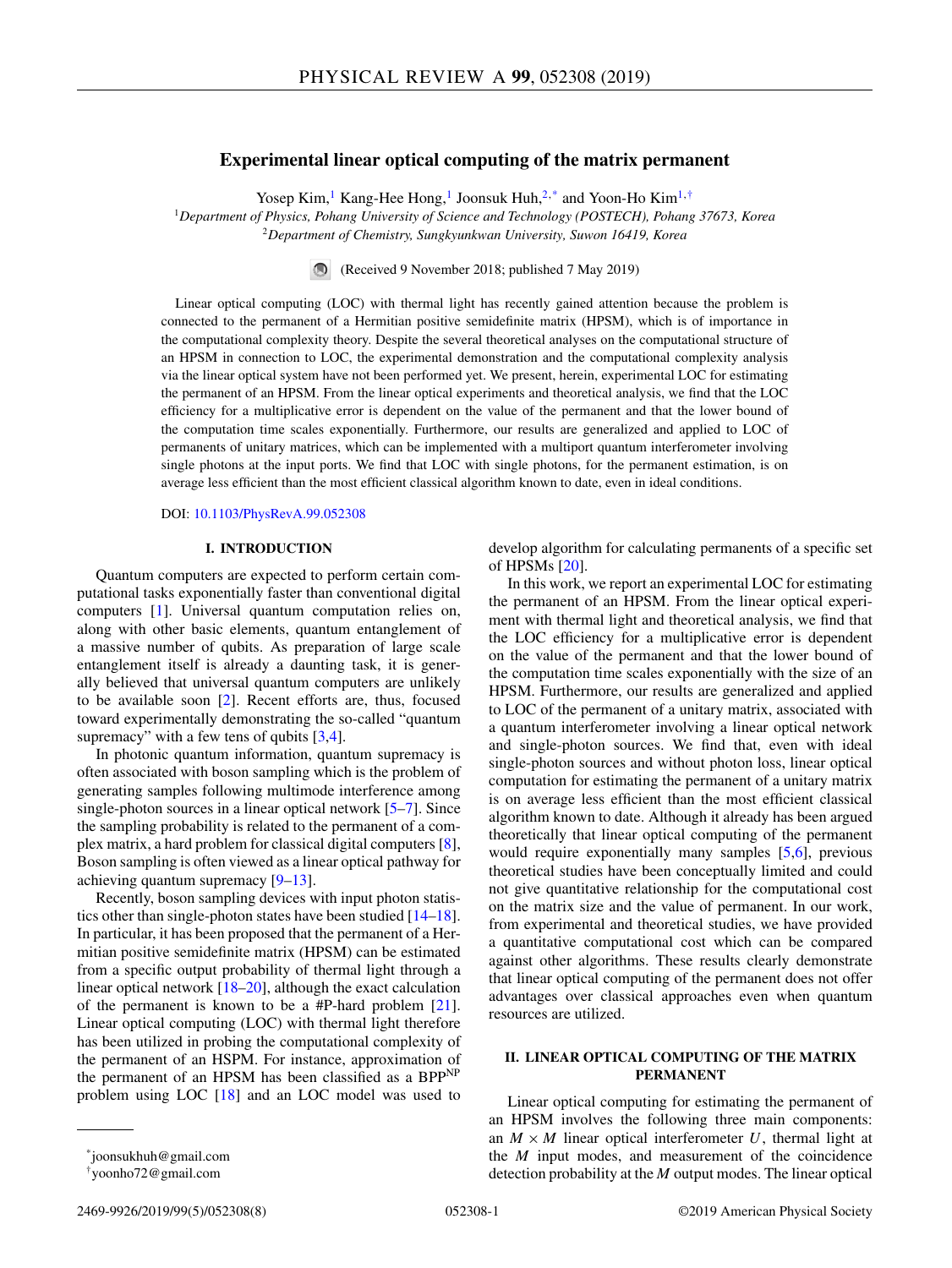# Experimental linear optical computing of the matrix permanent

Yosep Kim,[1] Kang-Hee Hong,[1] Joonsuk Huh,[2,*] and Yoon-Ho Kim[1,†]

[1]Department of Physics, Pohang University of Science and Technology (POSTECH), Pohang 37673, Korea
[2]Department of Chemistry, Sungkyunkwan University, Suwon 16419, Korea

(Received 9 November 2018; published 7 May 2019)

Linear optical computing (LOC) with thermal light has recently gained attention because the problem is connected to the permanent of a Hermitian positive semidefinite matrix (HPSM), which is of importance in the computational complexity theory. Despite the several theoretical analyses on the computational structure of an HPSM in connection to LOC, the experimental demonstration and the computational complexity analysis via the linear optical system have not been performed yet. We present, herein, experimental LOC for estimating the permanent of an HPSM. From the linear optical experiments and theoretical analysis, we find that the LOC efficiency for a multiplicative error is dependent on the value of the permanent and that the lower bound of the computation time scales exponentially. Furthermore, our results are generalized and applied to LOC of permanents of unitary matrices, which can be implemented with a multiport quantum interferometer involving single photons at the input ports. We find that LOC with single photons, for the permanent estimation, is on average less efficient than the most efficient classical algorithm known to date, even in ideal conditions.

DOI: 10.1103/PhysRevA.99.052308

## I. INTRODUCTION

Quantum computers are expected to perform certain computational tasks exponentially faster than conventional digital computers [1]. Universal quantum computation relies on, along with other basic elements, quantum entanglement of a massive number of qubits. As preparation of large scale entanglement itself is already a daunting task, it is generally believed that universal quantum computers are unlikely to be available soon [2]. Recent efforts are, thus, focused toward experimentally demonstrating the so-called "quantum supremacy" with a few tens of qubits [3,4].

In photonic quantum information, quantum supremacy is often associated with boson sampling which is the problem of generating samples following multimode interference among single-photon sources in a linear optical network [5–7]. Since the sampling probability is related to the permanent of a complex matrix, a hard problem for classical digital computers [8], Boson sampling is often viewed as a linear optical pathway for achieving quantum supremacy [9–13].

Recently, boson sampling devices with input photon statistics other than single-photon states have been studied [14–18]. In particular, it has been proposed that the permanent of a Hermitian positive semidefinite matrix (HPSM) can be estimated from a specific output probability of thermal light through a linear optical network [18–20], although the exact calculation of the permanent is known to be a #P-hard problem [21]. Linear optical computing (LOC) with thermal light therefore has been utilized in probing the computational complexity of the permanent of an HSPM. For instance, approximation of the permanent of an HPSM has been classified as a $\mathrm{BPP}^{\mathrm{NP}}$ problem using LOC [18] and an LOC model was used to develop algorithm for calculating permanents of a specific set of HPSMs [20].

In this work, we report an experimental LOC for estimating the permanent of an HPSM. From the linear optical experiment with thermal light and theoretical analysis, we find that the LOC efficiency for a multiplicative error is dependent on the value of the permanent and that the lower bound of the computation time scales exponentially with the size of an HPSM. Furthermore, our results are generalized and applied to LOC of the permanent of a unitary matrix, associated with a quantum interferometer involving a linear optical network and single-photon sources. We find that, even with ideal single-photon sources and without photon loss, linear optical computation for estimating the permanent of a unitary matrix is on average less efficient than the most efficient classical algorithm known to date. Although it already has been argued theoretically that linear optical computing of the permanent would require exponentially many samples [5,6], previous theoretical studies have been conceptually limited and could not give quantitative relationship for the computational cost on the matrix size and the value of permanent. In our work, from experimental and theoretical studies, we have provided a quantitative computational cost which can be compared against other algorithms. These results clearly demonstrate that linear optical computing of the permanent does not offer advantages over classical approaches even when quantum resources are utilized.

## II. LINEAR OPTICAL COMPUTING OF THE MATRIX PERMANENT

Linear optical computing for estimating the permanent of an HPSM involves the following three main components: an $M \times M$ linear optical interferometer $U$, thermal light at the $M$ input modes, and measurement of the coincidence detection probability at the $M$ output modes. The linear optical

*joonsukhuh@gmail.com
†yoonho72@gmail.com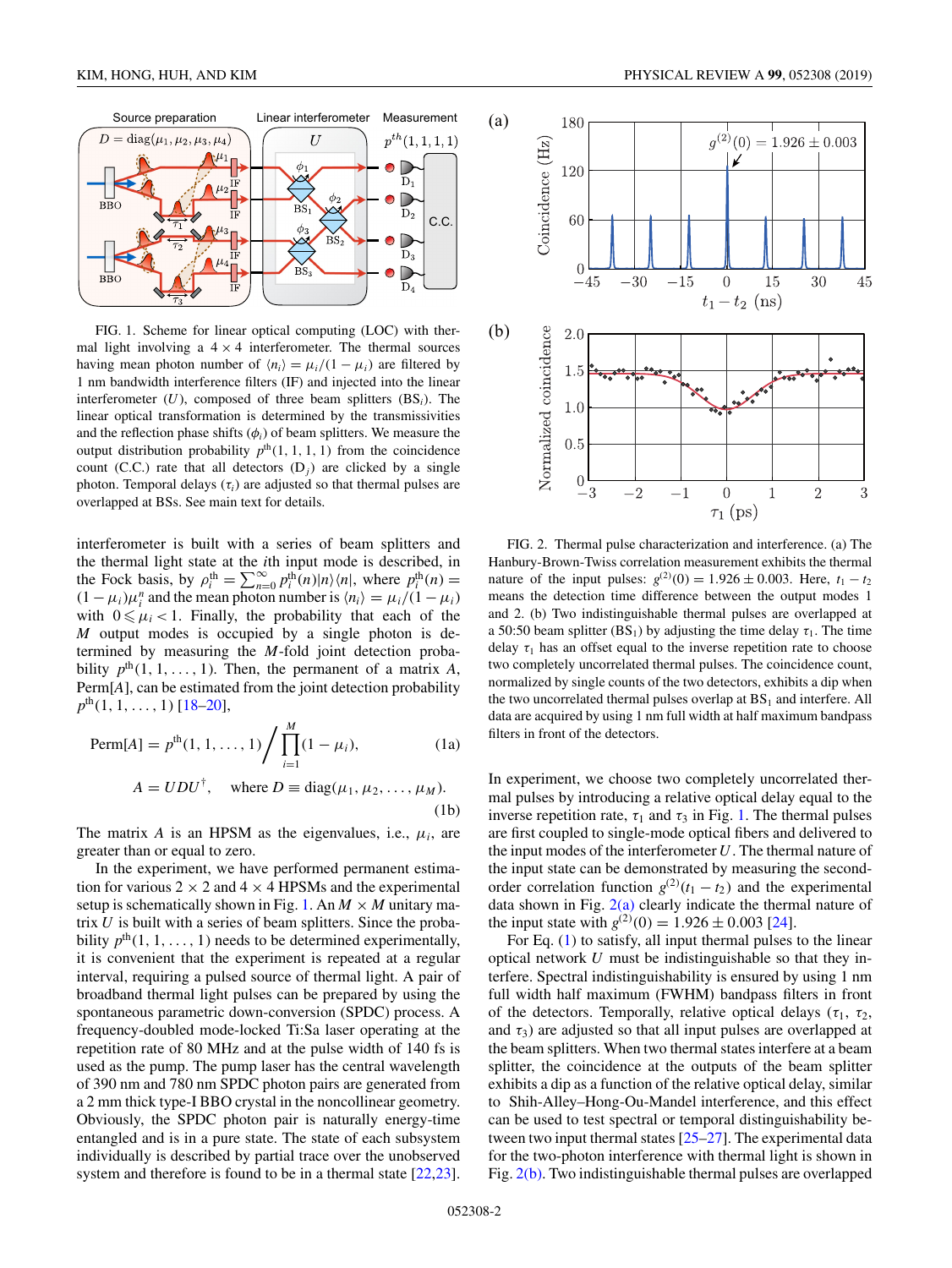FIG. 1. Scheme for linear optical computing (LOC) with thermal light involving a $4 \times 4$ interferometer. The thermal sources having mean photon number of $\langle n_i \rangle = \mu_i/(1-\mu_i)$ are filtered by 1 nm bandwidth interference filters (IF) and injected into the linear interferometer ($U$), composed of three beam splitters ($BS_i$). The linear optical transformation is determined by the transmissivities and the reflection phase shifts ($\phi_i$) of beam splitters. We measure the output distribution probability $p^{th}(1,1,1,1)$ from the coincidence count (C.C.) rate that all detectors ($D_j$) are clicked by a single photon. Temporal delays ($\tau_i$) are adjusted so that thermal pulses are overlapped at BSs. See main text for details.

interferometer is built with a series of beam splitters and the thermal light state at the $i$th input mode is described, in the Fock basis, by $\rho_i^{\text{th}} = \sum_{n=0}^{\infty} p_i^{\text{th}}(n)|n\rangle\langle n|$, where $p_i^{\text{th}}(n) = (1-\mu_i)\mu_i^n$ and the mean photon number is $\langle n_i \rangle = \mu_i/(1-\mu_i)$ with $0 \leqslant \mu_i < 1$. Finally, the probability that each of the $M$ output modes is occupied by a single photon is determined by measuring the $M$-fold joint detection probability $p^{\text{th}}(1,1,\ldots,1)$. Then, the permanent of a matrix $A$, Perm$[A]$, can be estimated from the joint detection probability $p^{\text{th}}(1,1,\ldots,1)$ [18–20],

$$\text{Perm}[A] = p^{\text{th}}(1,1,\ldots,1) \Big/ \prod_{i=1}^{M}(1-\mu_i), \tag{1a}$$

$$A = UDU^{\dagger}, \quad \text{where } D \equiv \text{diag}(\mu_1,\mu_2,\ldots,\mu_M). \tag{1b}$$

The matrix $A$ is an HPSM as the eigenvalues, i.e., $\mu_i$, are greater than or equal to zero.

In the experiment, we have performed permanent estimation for various $2 \times 2$ and $4 \times 4$ HPSMs and the experimental setup is schematically shown in Fig. 1. An $M \times M$ unitary matrix $U$ is built with a series of beam splitters. Since the probability $p^{\text{th}}(1,1,\ldots,1)$ needs to be determined experimentally, it is convenient that the experiment is repeated at a regular interval, requiring a pulsed source of thermal light. A pair of broadband thermal light pulses can be prepared by using the spontaneous parametric down-conversion (SPDC) process. A frequency-doubled mode-locked Ti:Sa laser operating at the repetition rate of 80 MHz and at the pulse width of 140 fs is used as the pump. The pump laser has the central wavelength of 390 nm and 780 nm SPDC photon pairs are generated from a 2 mm thick type-I BBO crystal in the noncollinear geometry. Obviously, the SPDC photon pair is naturally energy-time entangled and is in a pure state. The state of each subsystem individually is described by partial trace over the unobserved system and therefore is found to be in a thermal state [22,23].

FIG. 2. Thermal pulse characterization and interference. (a) The Hanbury-Brown-Twiss correlation measurement exhibits the thermal nature of the input pulses: $g^{(2)}(0) = 1.926 \pm 0.003$. Here, $t_1 - t_2$ means the detection time difference between the output modes 1 and 2. (b) Two indistinguishable thermal pulses are overlapped at a 50:50 beam splitter ($BS_1$) by adjusting the time delay $\tau_1$. The time delay $\tau_1$ has an offset equal to the inverse repetition rate to choose two completely uncorrelated thermal pulses. The coincidence count, normalized by single counts of the two detectors, exhibits a dip when the two uncorrelated thermal pulses overlap at $BS_1$ and interfere. All data are acquired by using 1 nm full width at half maximum bandpass filters in front of the detectors.

In experiment, we choose two completely uncorrelated thermal pulses by introducing a relative optical delay equal to the inverse repetition rate, $\tau_1$ and $\tau_3$ in Fig. 1. The thermal pulses are first coupled to single-mode optical fibers and delivered to the input modes of the interferometer $U$. The thermal nature of the input state can be demonstrated by measuring the second-order correlation function $g^{(2)}(t_1 - t_2)$ and the experimental data shown in Fig. 2(a) clearly indicate the thermal nature of the input state with $g^{(2)}(0) = 1.926 \pm 0.003$ [24].

For Eq. (1) to satisfy, all input thermal pulses to the linear optical network $U$ must be indistinguishable so that they interfere. Spectral indistinguishability is ensured by using 1 nm full width half maximum (FWHM) bandpass filters in front of the detectors. Temporally, relative optical delays ($\tau_1$, $\tau_2$, and $\tau_3$) are adjusted so that all input pulses are overlapped at the beam splitters. When two thermal states interfere at a beam splitter, the coincidence at the outputs of the beam splitter exhibits a dip as a function of the relative optical delay, similar to Shih-Alley–Hong-Ou-Mandel interference, and this effect can be used to test spectral or temporal distinguishability between two input thermal states [25–27]. The experimental data for the two-photon interference with thermal light is shown in Fig. 2(b). Two indistinguishable thermal pulses are overlapped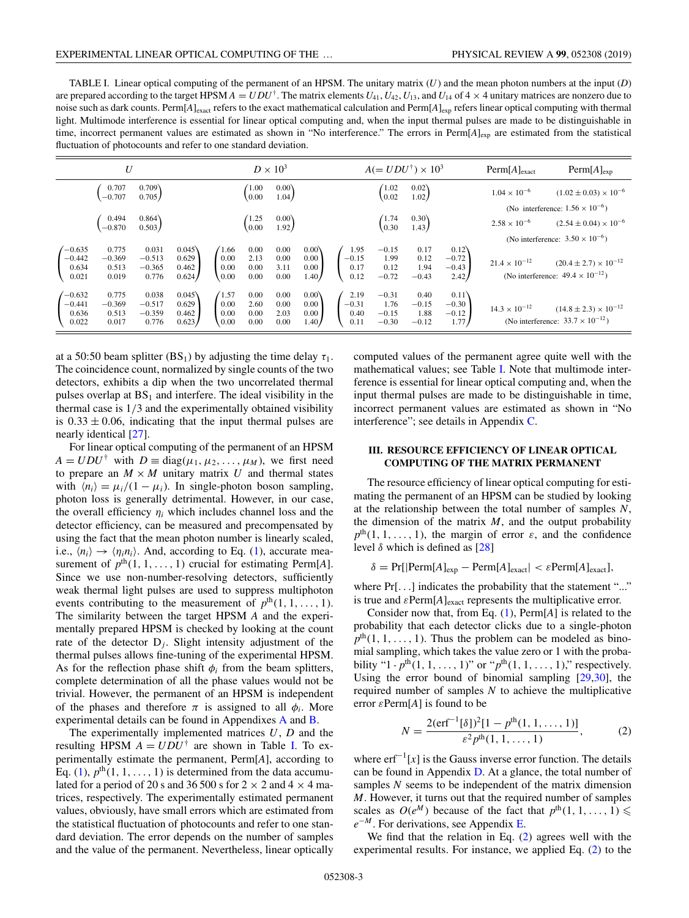TABLE I. Linear optical computing of the permanent of an HPSM. The unitary matrix ($U$) and the mean photon numbers at the input ($D$) are prepared according to the target HPSM $A = UDU^{\dagger}$. The matrix elements $U_{41}$, $U_{42}$, $U_{13}$, and $U_{14}$ of $4 \times 4$ unitary matrices are nonzero due to noise such as dark counts. Perm$[A]_{\text{exact}}$ refers to the exact mathematical calculation and Perm$[A]_{\text{exp}}$ refers linear optical computing with thermal light. Multimode interference is essential for linear optical computing and, when the input thermal pulses are made to be distinguishable in time, incorrect permanent values are estimated as shown in "No interference." The errors in Perm$[A]_{\text{exp}}$ are estimated from the statistical fluctuation of photocounts and refer to one standard deviation.

| $U$ | $D \times 10^3$ | $A(= UDU^{\dagger}) \times 10^3$ | Perm$[A]_{\text{exact}}$ | Perm$[A]_{\text{exp}}$ |
|---|---|---|---|---|
| $\begin{pmatrix} 0.707 & 0.709 \\ -0.707 & 0.705 \end{pmatrix}$ | $\begin{pmatrix} 1.00 & 0.00 \\ 0.00 & 1.04 \end{pmatrix}$ | $\begin{pmatrix} 1.02 & 0.02 \\ 0.02 & 1.02 \end{pmatrix}$ | $1.04 \times 10^{-6}$ | $(1.02 \pm 0.03) \times 10^{-6}$ (No interference: $1.56 \times 10^{-6}$) |
| $\begin{pmatrix} 0.494 & 0.864 \\ -0.870 & 0.503 \end{pmatrix}$ | $\begin{pmatrix} 1.25 & 0.00 \\ 0.00 & 1.92 \end{pmatrix}$ | $\begin{pmatrix} 1.74 & 0.30 \\ 0.30 & 1.43 \end{pmatrix}$ | $2.58 \times 10^{-6}$ | $(2.54 \pm 0.04) \times 10^{-6}$ (No interference: $3.50 \times 10^{-6}$) |
| $\begin{pmatrix} -0.635 & 0.775 & 0.031 & 0.045 \\ -0.442 & -0.369 & -0.513 & 0.629 \\ 0.634 & 0.513 & -0.365 & 0.462 \\ 0.021 & 0.019 & 0.776 & 0.624 \end{pmatrix}$ | $\begin{pmatrix} 1.66 & 0.00 & 0.00 & 0.00 \\ 0.00 & 2.13 & 0.00 & 0.00 \\ 0.00 & 0.00 & 3.11 & 0.00 \\ 0.00 & 0.00 & 0.00 & 1.40 \end{pmatrix}$ | $\begin{pmatrix} 1.95 & -0.15 & 0.17 & 0.12 \\ -0.15 & 1.99 & 0.12 & -0.72 \\ 0.17 & 0.12 & 1.94 & -0.43 \\ 0.12 & -0.72 & -0.43 & 2.42 \end{pmatrix}$ | $21.4 \times 10^{-12}$ | $(20.4 \pm 2.7) \times 10^{-12}$ (No interference: $49.4 \times 10^{-12}$) |
| $\begin{pmatrix} -0.632 & 0.775 & 0.038 & 0.045 \\ -0.441 & -0.369 & -0.517 & 0.629 \\ 0.636 & 0.513 & -0.359 & 0.462 \\ 0.022 & 0.017 & 0.776 & 0.623 \end{pmatrix}$ | $\begin{pmatrix} 1.57 & 0.00 & 0.00 & 0.00 \\ 0.00 & 2.60 & 0.00 & 0.00 \\ 0.00 & 0.00 & 2.03 & 0.00 \\ 0.00 & 0.00 & 0.00 & 1.40 \end{pmatrix}$ | $\begin{pmatrix} 2.19 & -0.31 & 0.40 & 0.11 \\ -0.31 & 1.76 & -0.15 & -0.30 \\ 0.40 & -0.15 & 1.88 & -0.12 \\ 0.11 & -0.30 & -0.12 & 1.77 \end{pmatrix}$ | $14.3 \times 10^{-12}$ | $(14.8 \pm 2.3) \times 10^{-12}$ (No interference: $33.7 \times 10^{-12}$) |

at a 50:50 beam splitter ($BS_1$) by adjusting the time delay $\tau_1$. The coincidence count, normalized by single counts of the two detectors, exhibits a dip when the two uncorrelated thermal pulses overlap at $BS_1$ and interfere. The ideal visibility in the thermal case is 1/3 and the experimentally obtained visibility is $0.33 \pm 0.06$, indicating that the input thermal pulses are nearly identical [27].

For linear optical computing of the permanent of an HPSM $A = UDU^{\dagger}$ with $D \equiv \text{diag}(\mu_1, \mu_2, \dots, \mu_M)$, we first need to prepare an $M \times M$ unitary matrix $U$ and thermal states with $\langle n_i \rangle = \mu_i/(1 - \mu_i)$. In single-photon boson sampling, photon loss is generally detrimental. However, in our case, the overall efficiency $\eta_i$ which includes channel loss and the detector efficiency, can be measured and precompensated by using the fact that the mean photon number is linearly scaled, i.e., $\langle n_i \rangle \to \langle \eta_i n_i \rangle$. And, according to Eq. (1), accurate measurement of $p^{\text{th}}(1, 1, \dots, 1)$ crucial for estimating Perm$[A]$. Since we use non-number-resolving detectors, sufficiently weak thermal light pulses are used to suppress multiphoton events contributing to the measurement of $p^{\text{th}}(1, 1, \dots, 1)$. The similarity between the target HPSM $A$ and the experimentally prepared HPSM is checked by looking at the count rate of the detector $D_j$. Slight intensity adjustment of the thermal pulses allows fine-tuning of the experimental HPSM. As for the reflection phase shift $\phi_i$ from the beam splitters, complete determination of all the phase values would not be trivial. However, the permanent of an HPSM is independent of the phases and therefore $\pi$ is assigned to all $\phi_i$. More experimental details can be found in Appendixes A and B.

The experimentally implemented matrices $U$, $D$ and the resulting HPSM $A = UDU^{\dagger}$ are shown in Table I. To experimentally estimate the permanent, Perm$[A]$, according to Eq. (1), $p^{\text{th}}(1, 1, \dots, 1)$ is determined from the data accumulated for a period of 20 s and 36 500 s for $2 \times 2$ and $4 \times 4$ matrices, respectively. The experimentally estimated permanent values, obviously, have small errors which are estimated from the statistical fluctuation of photocounts and refer to one standard deviation. The error depends on the number of samples and the value of the permanent. Nevertheless, linear optically computed values of the permanent agree quite well with the mathematical values; see Table I. Note that multimode interference is essential for linear optical computing and, when the input thermal pulses are made to be distinguishable in time, incorrect permanent values are estimated as shown in "No interference"; see details in Appendix C.

### III. RESOURCE EFFICIENCY OF LINEAR OPTICAL COMPUTING OF THE MATRIX PERMANENT

The resource efficiency of linear optical computing for estimating the permanent of an HPSM can be studied by looking at the relationship between the total number of samples $N$, the dimension of the matrix $M$, and the output probability $p^{\text{th}}(1, 1, \dots, 1)$, the margin of error $\varepsilon$, and the confidence level $\delta$ which is defined as [28]

$$\delta = \Pr[|\text{Perm}[A]_{\text{exp}} - \text{Perm}[A]_{\text{exact}}| < \varepsilon \text{Perm}[A]_{\text{exact}}],$$

where Pr[...] indicates the probability that the statement "..." is true and $\varepsilon$Perm$[A]_{\text{exact}}$ represents the multiplicative error.

Consider now that, from Eq. (1), Perm$[A]$ is related to the probability that each detector clicks due to a single-photon $p^{\text{th}}(1, 1, \dots, 1)$. Thus the problem can be modeled as binomial sampling, which takes the value zero or 1 with the probability "1 - $p^{\text{th}}(1, 1, \dots, 1)$" or "$p^{\text{th}}(1, 1, \dots, 1)$," respectively. Using the error bound of binomial sampling [29,30], the required number of samples $N$ to achieve the multiplicative error $\varepsilon$Perm$[A]$ is found to be

$$N = \frac{2(\text{erf}^{-1}[\delta])^2[1 - p^{\text{th}}(1, 1, \dots, 1)]}{\varepsilon^2 p^{\text{th}}(1, 1, \dots, 1)}, \tag{2}$$

where $\text{erf}^{-1}[x]$ is the Gauss inverse error function. The details can be found in Appendix D. At a glance, the total number of samples $N$ seems to be independent of the matrix dimension $M$. However, it turns out that the required number of samples scales as $O(e^M)$ because of the fact that $p^{\text{th}}(1, 1, \dots, 1) \leqslant e^{-M}$. For derivations, see Appendix E.

We find that the relation in Eq. (2) agrees well with the experimental results. For instance, we applied Eq. (2) to the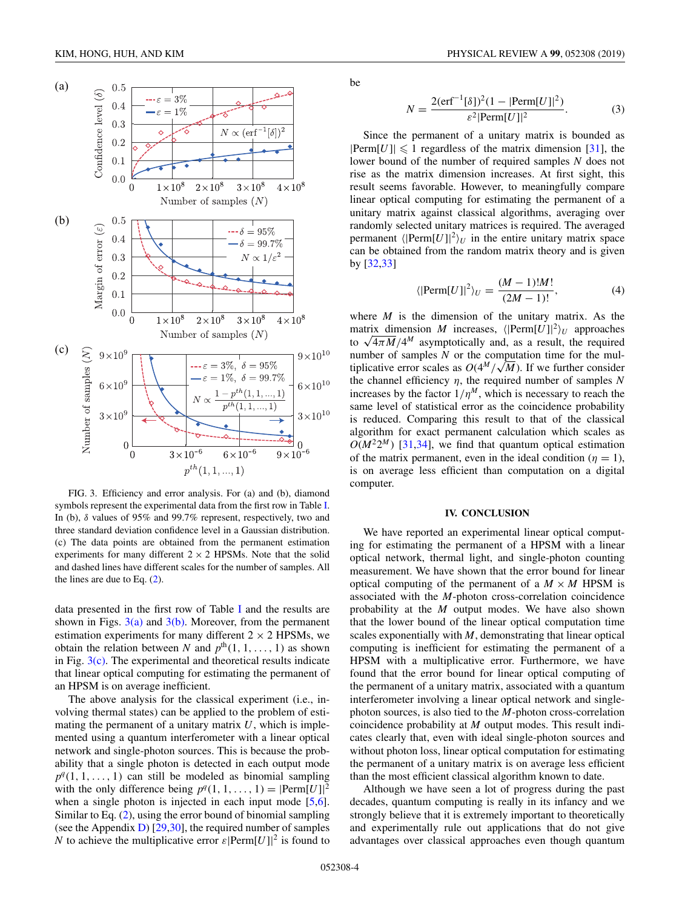FIG. 3. Efficiency and error analysis. For (a) and (b), diamond symbols represent the experimental data from the first row in Table I. In (b), $\delta$ values of 95% and 99.7% represent, respectively, two and three standard deviation confidence level in a Gaussian distribution. (c) The data points are obtained from the permanent estimation experiments for many different $2 \times 2$ HPSMs. Note that the solid and dashed lines have different scales for the number of samples. All the lines are due to Eq. (2).

data presented in the first row of Table I and the results are shown in Figs. 3(a) and 3(b). Moreover, from the permanent estimation experiments for many different $2 \times 2$ HPSMs, we obtain the relation between $N$ and $p^{\text{th}}(1, 1, \ldots, 1)$ as shown in Fig. 3(c). The experimental and theoretical results indicate that linear optical computing for estimating the permanent of an HPSM is on average inefficient.

The above analysis for the classical experiment (i.e., involving thermal states) can be applied to the problem of estimating the permanent of a unitary matrix $U$, which is implemented using a quantum interferometer with a linear optical network and single-photon sources. This is because the probability that a single photon is detected in each output mode $p^q(1, 1, \ldots, 1)$ can still be modeled as binomial sampling with the only difference being $p^q(1, 1, \ldots, 1) = |\text{Perm}[U]|^2$ when a single photon is injected in each input mode [5,6]. Similar to Eq. (2), using the error bound of binomial sampling (see the Appendix D) [29,30], the required number of samples $N$ to achieve the multiplicative error $\varepsilon|\text{Perm}[U]|^2$ is found to be

$$N = \frac{2(\text{erf}^{-1}[\delta])^2(1 - |\text{Perm}[U]|^2)}{\varepsilon^2|\text{Perm}[U]|^2}. \tag{3}$$

Since the permanent of a unitary matrix is bounded as $|\text{Perm}[U]| \leqslant 1$ regardless of the matrix dimension [31], the lower bound of the number of required samples $N$ does not rise as the matrix dimension increases. At first sight, this result seems favorable. However, to meaningfully compare linear optical computing for estimating the permanent of a unitary matrix against classical algorithms, averaging over randomly selected unitary matrices is required. The averaged permanent $\langle|\text{Perm}[U]|^2\rangle_U$ in the entire unitary matrix space can be obtained from the random matrix theory and is given by [32,33]

$$\langle|\text{Perm}[U]|^2\rangle_U = \frac{(M-1)!M!}{(2M-1)!}, \tag{4}$$

where $M$ is the dimension of the unitary matrix. As the matrix dimension $M$ increases, $\langle|\text{Perm}[U]|^2\rangle_U$ approaches to $\sqrt{4\pi M}/4^M$ asymptotically and, as a result, the required number of samples $N$ or the computation time for the multiplicative error scales as $O(4^M/\sqrt{M})$. If we further consider the channel efficiency $\eta$, the required number of samples $N$ increases by the factor $1/\eta^M$, which is necessary to reach the same level of statistical error as the coincidence probability is reduced. Comparing this result to that of the classical algorithm for exact permanent calculation which scales as $O(M^2 2^M)$ [31,34], we find that quantum optical estimation of the matrix permanent, even in the ideal condition ($\eta = 1$), is on average less efficient than computation on a digital computer.

## IV. CONCLUSION

We have reported an experimental linear optical computing for estimating the permanent of a HPSM with a linear optical network, thermal light, and single-photon counting measurement. We have shown that the error bound for linear optical computing of the permanent of a $M \times M$ HPSM is associated with the $M$-photon cross-correlation coincidence probability at the $M$ output modes. We have also shown that the lower bound of the linear optical computation time scales exponentially with $M$, demonstrating that linear optical computing is inefficient for estimating the permanent of a HPSM with a multiplicative error. Furthermore, we have found that the error bound for linear optical computing of the permanent of a unitary matrix, associated with a quantum interferometer involving a linear optical network and single-photon sources, is also tied to the $M$-photon cross-correlation coincidence probability at $M$ output modes. This result indicates clearly that, even with ideal single-photon sources and without photon loss, linear optical computation for estimating the permanent of a unitary matrix is on average less efficient than the most efficient classical algorithm known to date.

Although we have seen a lot of progress during the past decades, quantum computing is really in its infancy and we strongly believe that it is extremely important to theoretically and experimentally rule out applications that do not give advantages over classical approaches even though quantum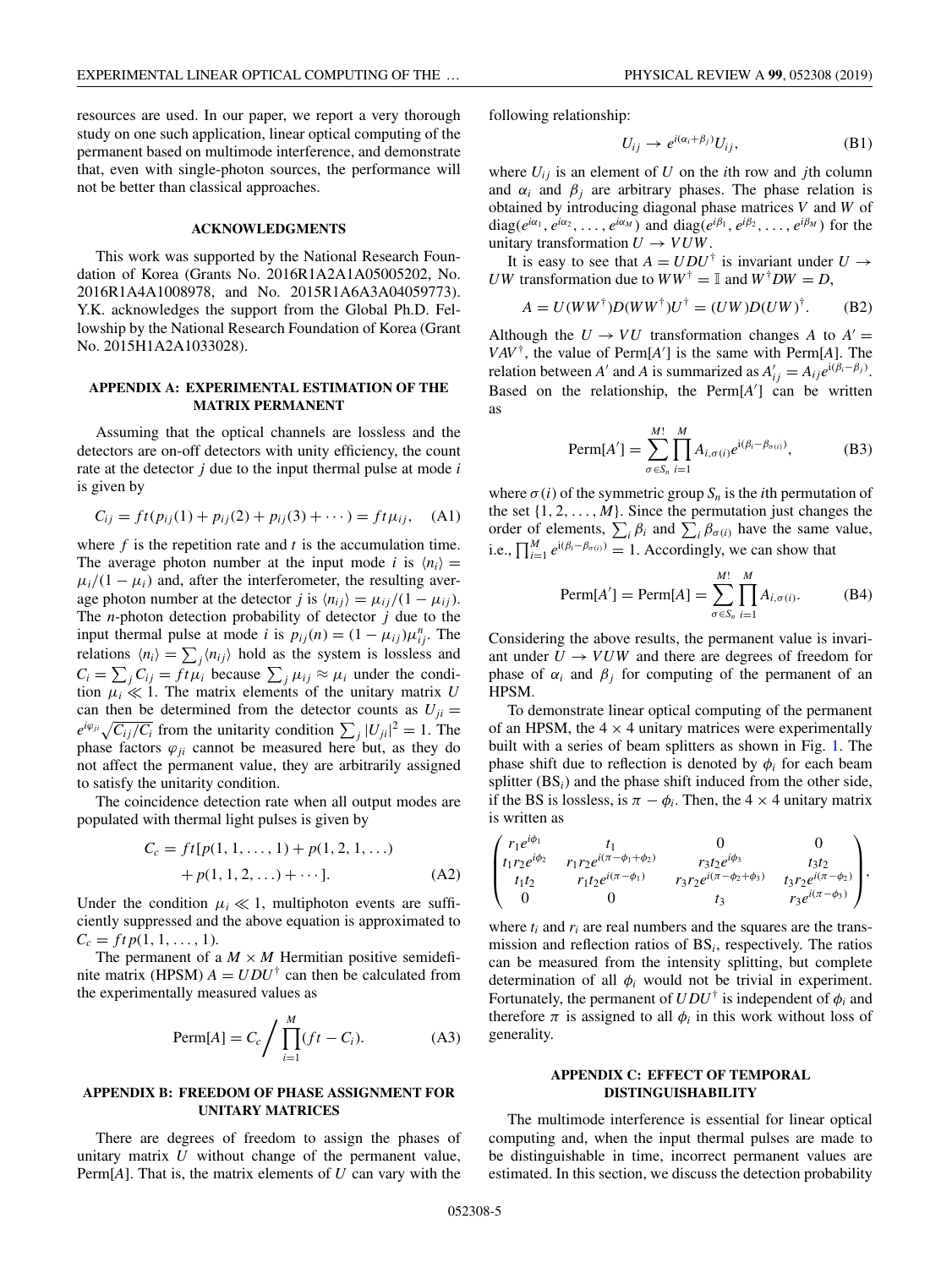resources are used. In our paper, we report a very thorough study on one such application, linear optical computing of the permanent based on multimode interference, and demonstrate that, even with single-photon sources, the performance will not be better than classical approaches.

### ACKNOWLEDGMENTS

This work was supported by the National Research Foundation of Korea (Grants No. 2016R1A2A1A05005202, No. 2016R1A4A1008978, and No. 2015R1A6A3A04059773). Y.K. acknowledges the support from the Global Ph.D. Fellowship by the National Research Foundation of Korea (Grant No. 2015H1A2A1033028).

### APPENDIX A: EXPERIMENTAL ESTIMATION OF THE MATRIX PERMANENT

Assuming that the optical channels are lossless and the detectors are on-off detectors with unity efficiency, the count rate at the detector $j$ due to the input thermal pulse at mode $i$ is given by

$$C_{ij} = ft(p_{ij}(1) + p_{ij}(2) + p_{ij}(3) + \cdots) = ft\mu_{ij}, \quad \text{(A1)}$$

where $f$ is the repetition rate and $t$ is the accumulation time. The average photon number at the input mode $i$ is $\langle n_i \rangle = \mu_i/(1-\mu_i)$ and, after the interferometer, the resulting average photon number at the detector $j$ is $\langle n_{ij} \rangle = \mu_{ij}/(1-\mu_{ij})$. The $n$-photon detection probability of detector $j$ due to the input thermal pulse at mode $i$ is $p_{ij}(n) = (1-\mu_{ij})\mu_{ij}^n$. The relations $\langle n_i \rangle = \sum_j \langle n_{ij} \rangle$ hold as the system is lossless and $C_i = \sum_j C_{ij} = ft\mu_i$ because $\sum_j \mu_{ij} \approx \mu_i$ under the condition $\mu_i \ll 1$. The matrix elements of the unitary matrix $U$ can then be determined from the detector counts as $U_{ji} = e^{i\varphi_{ji}}\sqrt{C_{ij}/C_i}$ from the unitarity condition $\sum_j |U_{ji}|^2 = 1$. The phase factors $\varphi_{ji}$ cannot be measured here but, as they do not affect the permanent value, they are arbitrarily assigned to satisfy the unitarity condition.

The coincidence detection rate when all output modes are populated with thermal light pulses is given by

$$C_c = ft[p(1,1,\ldots,1) + p(1,2,1,\ldots) + p(1,1,2,\ldots) + \cdots]. \quad \text{(A2)}$$

Under the condition $\mu_i \ll 1$, multiphoton events are sufficiently suppressed and the above equation is approximated to $C_c = ftp(1,1,\ldots,1)$.

The permanent of a $M \times M$ Hermitian positive semidefinite matrix (HPSM) $A = UDU^\dagger$ can then be calculated from the experimentally measured values as

$$\text{Perm}[A] = C_c \bigg/ \prod_{i=1}^{M} (ft - C_i). \quad \text{(A3)}$$

### APPENDIX B: FREEDOM OF PHASE ASSIGNMENT FOR UNITARY MATRICES

There are degrees of freedom to assign the phases of unitary matrix $U$ without change of the permanent value, Perm[$A$]. That is, the matrix elements of $U$ can vary with the following relationship:

$$U_{ij} \rightarrow e^{i(\alpha_i + \beta_j)} U_{ij}, \quad \text{(B1)}$$

where $U_{ij}$ is an element of $U$ on the $i$th row and $j$th column and $\alpha_i$ and $\beta_j$ are arbitrary phases. The phase relation is obtained by introducing diagonal phase matrices $V$ and $W$ of $\text{diag}(e^{i\alpha_1}, e^{i\alpha_2}, \ldots, e^{i\alpha_M})$ and $\text{diag}(e^{i\beta_1}, e^{i\beta_2}, \ldots, e^{i\beta_M})$ for the unitary transformation $U \rightarrow VUW$.

It is easy to see that $A = UDU^\dagger$ is invariant under $U \rightarrow UW$ transformation due to $WW^\dagger = \mathbb{I}$ and $W^\dagger DW = D$,

$$A = U(WW^\dagger)D(WW^\dagger)U^\dagger = (UW)D(UW)^\dagger. \quad \text{(B2)}$$

Although the $U \rightarrow VU$ transformation changes $A$ to $A' = VAV^\dagger$, the value of Perm[$A'$] is the same with Perm[$A$]. The relation between $A'$ and $A$ is summarized as $A'_{ij} = A_{ij}e^{i(\beta_i - \beta_j)}$. Based on the relationship, the Perm[$A'$] can be written as

$$\text{Perm}[A'] = \sum_{\sigma \in S_n}^{M!} \prod_{i=1}^{M} A_{i,\sigma(i)} e^{i(\beta_i - \beta_{\sigma(i)})}, \quad \text{(B3)}$$

where $\sigma(i)$ of the symmetric group $S_n$ is the $i$th permutation of the set $\{1, 2, \ldots, M\}$. Since the permutation just changes the order of elements, $\sum_i \beta_i$ and $\sum_i \beta_{\sigma(i)}$ have the same value, i.e., $\prod_{i=1}^{M} e^{i(\beta_i - \beta_{\sigma(i)})} = 1$. Accordingly, we can show that

$$\text{Perm}[A'] = \text{Perm}[A] = \sum_{\sigma \in S_n}^{M!} \prod_{i=1}^{M} A_{i,\sigma(i)}. \quad \text{(B4)}$$

Considering the above results, the permanent value is invariant under $U \rightarrow VUW$ and there are degrees of freedom for phase of $\alpha_i$ and $\beta_j$ for computing of the permanent of an HPSM.

To demonstrate linear optical computing of the permanent of an HPSM, the $4 \times 4$ unitary matrices were experimentally built with a series of beam splitters as shown in Fig. 1. The phase shift due to reflection is denoted by $\phi_i$ for each beam splitter ($\text{BS}_i$) and the phase shift induced from the other side, if the BS is lossless, is $\pi - \phi_i$. Then, the $4 \times 4$ unitary matrix is written as

$$\begin{pmatrix} r_1 e^{i\phi_1} & t_1 & 0 & 0 \\ t_1 r_2 e^{i\phi_2} & r_1 r_2 e^{i(\pi - \phi_1 + \phi_2)} & r_3 t_2 e^{i\phi_3} & t_3 t_2 \\ t_1 t_2 & r_1 t_2 e^{i(\pi - \phi_1)} & r_3 r_2 e^{i(\pi - \phi_2 + \phi_3)} & t_3 r_2 e^{i(\pi - \phi_2)} \\ 0 & 0 & t_3 & r_3 e^{i(\pi - \phi_3)} \end{pmatrix},$$

where $t_i$ and $r_i$ are real numbers and the squares are the transmission and reflection ratios of $\text{BS}_i$, respectively. The ratios can be measured from the intensity splitting, but complete determination of all $\phi_i$ would not be trivial in experiment. Fortunately, the permanent of $UDU^\dagger$ is independent of $\phi_i$ and therefore $\pi$ is assigned to all $\phi_i$ in this work without loss of generality.

### APPENDIX C: EFFECT OF TEMPORAL DISTINGUISHABILITY

The multimode interference is essential for linear optical computing and, when the input thermal pulses are made to be distinguishable in time, incorrect permanent values are estimated. In this section, we discuss the detection probability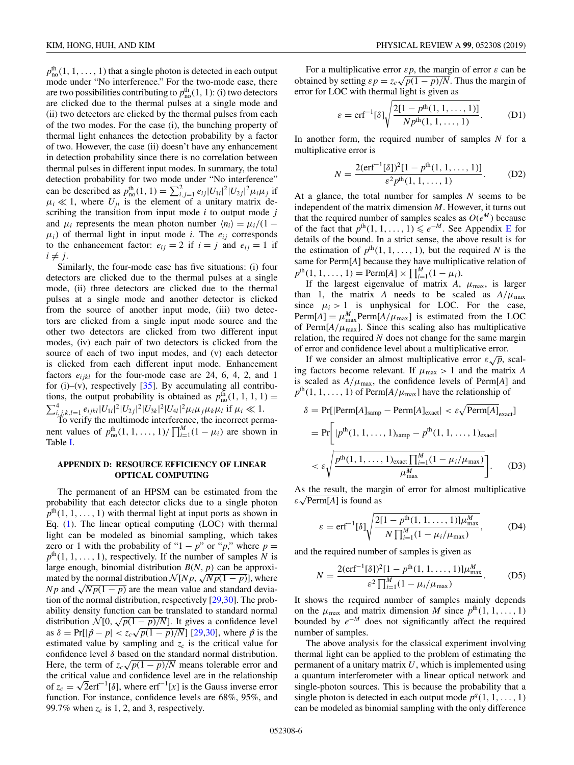$p^{\text{th}}_{\text{no}}(1, 1, \ldots, 1)$ that a single photon is detected in each output mode under "No interference." For the two-mode case, there are two possibilities contributing to $p^{\text{th}}_{\text{no}}(1, 1)$: (i) two detectors are clicked due to the thermal pulses at a single mode and (ii) two detectors are clicked by the thermal pulses from each of the two modes. For the case (i), the bunching property of thermal light enhances the detection probability by a factor of two. However, the case (ii) doesn't have any enhancement in detection probability since there is no correlation between thermal pulses in different input modes. In summary, the total detection probability for two mode under "No interference" can be described as $p^{\text{th}}_{\text{no}}(1, 1) = \sum_{i,j=1}^{2} e_{ij}|U_{1i}|^2|U_{2j}|^2\mu_i\mu_j$ if $\mu_i \ll 1$, where $U_{ji}$ is the element of a unitary matrix describing the transition from input mode $i$ to output mode $j$ and $\mu_i$ represents the mean photon number $\langle n_i\rangle = \mu_i/(1-\mu_i)$ of thermal light in input mode $i$. The $e_{ij}$ corresponds to the enhancement factor: $e_{ij} = 2$ if $i = j$ and $e_{ij} = 1$ if $i \neq j$.

Similarly, the four-mode case has five situations: (i) four detectors are clicked due to the thermal pulses at a single mode, (ii) three detectors are clicked due to the thermal pulses at a single mode and another detector is clicked from the source of another input mode, (iii) two detectors are clicked from a single input mode source and the other two detectors are clicked from two different input modes, (iv) each pair of two detectors is clicked from the source of each of two input modes, and (v) each detector is clicked from each different input mode. Enhancement factors $e_{ijkl}$ for the four-mode case are 24, 6, 4, 2, and 1 for (i)–(v), respectively [35]. By accumulating all contributions, the output probability is obtained as $p^{\text{th}}_{\text{no}}(1, 1, 1, 1) = \sum_{i,j,k,l=1}^{4} e_{ijkl}|U_{1i}|^2|U_{2j}|^2|U_{3k}|^2|U_{4l}|^2\mu_i\mu_j\mu_k\mu_l$ if $\mu_i \ll 1$.

To verify the multimode interference, the incorrect permanent values of $p^{\text{th}}_{\text{no}}(1, 1, \ldots, 1)/\prod_{i=1}^{M}(1-\mu_i)$ are shown in Table I.

## APPENDIX D: RESOURCE EFFICIENCY OF LINEAR OPTICAL COMPUTING

The permanent of an HPSM can be estimated from the probability that each detector clicks due to a single photon $p^{\text{th}}(1, 1, \ldots, 1)$ with thermal light at input ports as shown in Eq. (1). The linear optical computing (LOC) with thermal light can be modeled as binomial sampling, which takes zero or 1 with the probability of "$1-p$" or "$p$," where $p = p^{\text{th}}(1, 1, \ldots, 1)$, respectively. If the number of samples $N$ is large enough, binomial distribution $B(N, p)$ can be approximated by the normal distribution $\mathcal{N}[Np, \sqrt{Np(1-p)}]$, where $Np$ and $\sqrt{Np(1-p)}$ are the mean value and standard deviation of the normal distribution, respectively [29,30]. The probability density function can be translated to standard normal distribution $\mathcal{N}[0, \sqrt{p(1-p)/N}]$. It gives a confidence level as $\delta = \Pr[|\hat{p} - p| < z_c\sqrt{p(1-p)/N}]$ [29,30], where $\hat{p}$ is the estimated value by sampling and $z_c$ is the critical value for confidence level $\delta$ based on the standard normal distribution. Here, the term of $z_c\sqrt{p(1-p)/N}$ means tolerable error and the critical value and confidence level are in the relationship of $z_c = \sqrt{2}\text{erf}^{-1}[\delta]$, where $\text{erf}^{-1}[x]$ is the Gauss inverse error function. For instance, confidence levels are 68%, 95%, and 99.7% when $z_c$ is 1, 2, and 3, respectively.

For a multiplicative error $\varepsilon p$, the margin of error $\varepsilon$ can be obtained by setting $\varepsilon p = z_c\sqrt{p(1-p)/N}$. Thus the margin of error for LOC with thermal light is given as

$$\varepsilon = \text{erf}^{-1}[\delta]\sqrt{\frac{2[1 - p^{\text{th}}(1, 1, \ldots, 1)]}{Np^{\text{th}}(1, 1, \ldots, 1)}}. \tag{D1}$$

In another form, the required number of samples $N$ for a multiplicative error is

$$N = \frac{2(\text{erf}^{-1}[\delta])^2[1 - p^{\text{th}}(1, 1, \ldots, 1)]}{\varepsilon^2 p^{\text{th}}(1, 1, \ldots, 1)}. \tag{D2}$$

At a glance, the total number for samples $N$ seems to be independent of the matrix dimension $M$. However, it turns out that the required number of samples scales as $O(e^M)$ because of the fact that $p^{\text{th}}(1, 1, \ldots, 1) \leqslant e^{-M}$. See Appendix E for details of the bound. In a strict sense, the above result is for the estimation of $p^{\text{th}}(1, 1, \ldots, 1)$, but the required $N$ is the same for Perm[$A$] because they have multiplicative relation of $p^{\text{th}}(1, 1, \ldots, 1) = \text{Perm}[A] \times \prod_{i=1}^{M}(1-\mu_i)$.

If the largest eigenvalue of matrix $A$, $\mu_{\max}$, is larger than 1, the matrix $A$ needs to be scaled as $A/\mu_{\max}$ since $\mu_i > 1$ is unphysical for LOC. For the case, $\text{Perm}[A] = \mu_{\max}^M \text{Perm}[A/\mu_{\max}]$ is estimated from the LOC of $\text{Perm}[A/\mu_{\max}]$. Since this scaling also has multiplicative relation, the required $N$ does not change for the same margin of error and confidence level about a multiplicative error.

If we consider an almost multiplicative error $\varepsilon\sqrt{p}$, scaling factors become relevant. If $\mu_{\max} > 1$ and the matrix $A$ is scaled as $A/\mu_{\max}$, the confidence levels of Perm[$A$] and $p^{\text{th}}(1, 1, \ldots, 1)$ of $\text{Perm}[A/\mu_{\max}]$ have the relationship of

$$\begin{aligned}
\delta &= \Pr\left[|\text{Perm}[A]_{\text{samp}} - \text{Perm}[A]_{\text{exact}}| < \varepsilon\sqrt{\text{Perm}[A]_{\text{exact}}}\right] \\
&= \Pr\Bigg[|p^{\text{th}}(1, 1, \ldots, 1)_{\text{samp}} - p^{\text{th}}(1, 1, \ldots, 1)_{\text{exact}}| \\
&\quad < \varepsilon\sqrt{\frac{p^{\text{th}}(1, 1, \ldots, 1)_{\text{exact}}\prod_{i=1}^{M}(1-\mu_i/\mu_{\max})}{\mu_{\max}^M}}\Bigg].
\end{aligned} \tag{D3}$$

As the result, the margin of error for almost multiplicative $\varepsilon\sqrt{\text{Perm}[A]}$ is found as

$$\varepsilon = \text{erf}^{-1}[\delta]\sqrt{\frac{2[1 - p^{\text{th}}(1, 1, \ldots, 1)]\mu_{\max}^M}{N\prod_{i=1}^{M}(1-\mu_i/\mu_{\max})}}, \tag{D4}$$

and the required number of samples is given as

$$N = \frac{2(\text{erf}^{-1}[\delta])^2[1 - p^{\text{th}}(1, 1, \ldots, 1)]\mu_{\max}^M}{\varepsilon^2\prod_{i=1}^{M}(1-\mu_i/\mu_{\max})}. \tag{D5}$$

It shows the required number of samples mainly depends on the $\mu_{\max}$ and matrix dimension $M$ since $p^{\text{th}}(1, 1, \ldots, 1)$ bounded by $e^{-M}$ does not significantly affect the required number of samples.

The above analysis for the classical experiment involving thermal light can be applied to the problem of estimating the permanent of a unitary matrix $U$, which is implemented using a quantum interferometer with a linear optical network and single-photon sources. This is because the probability that a single photon is detected in each output mode $p^q(1, 1, \ldots, 1)$ can be modeled as binomial sampling with the only difference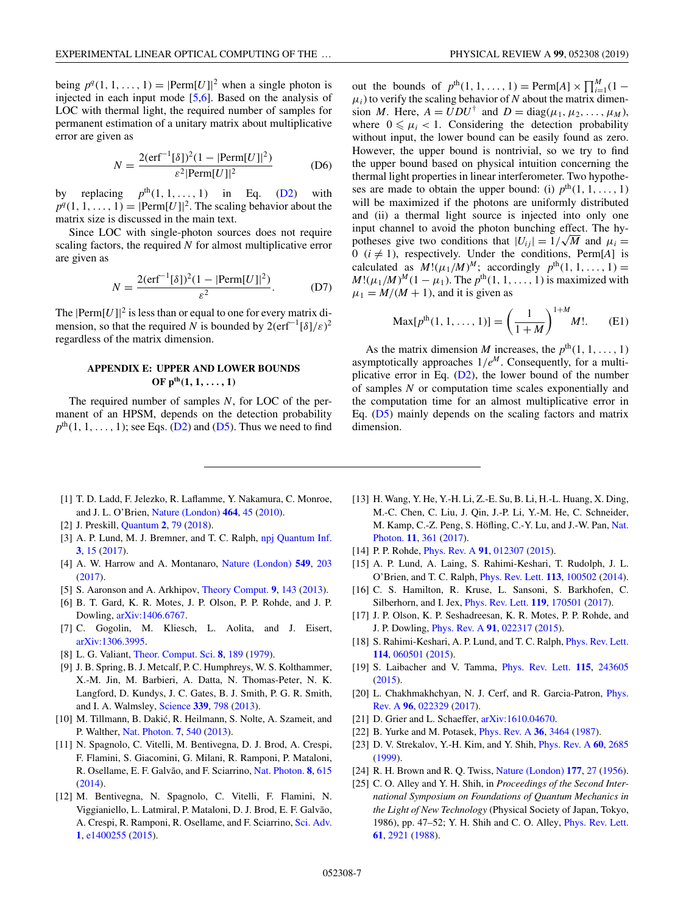being $p^q(1, 1, \ldots, 1) = |\mathrm{Perm}[U]|^2$ when a single photon is injected in each input mode [5,6]. Based on the analysis of LOC with thermal light, the required number of samples for permanent estimation of a unitary matrix about multiplicative error are given as

$$N = \frac{2(\mathrm{erf}^{-1}[\delta])^2(1 - |\mathrm{Perm}[U]|^2)}{\varepsilon^2 |\mathrm{Perm}[U]|^2} \tag{D6}$$

by replacing $p^{\mathrm{th}}(1, 1, \ldots, 1)$ in Eq. (D2) with $p^q(1, 1, \ldots, 1) = |\mathrm{Perm}[U]|^2$. The scaling behavior about the matrix size is discussed in the main text.

Since LOC with single-photon sources does not require scaling factors, the required $N$ for almost multiplicative error are given as

$$N = \frac{2(\mathrm{erf}^{-1}[\delta])^2(1 - |\mathrm{Perm}[U]|^2)}{\varepsilon^2}. \tag{D7}$$

The $|\mathrm{Perm}[U]|^2$ is less than or equal to one for every matrix dimension, so that the required $N$ is bounded by $2(\mathrm{erf}^{-1}[\delta]/\varepsilon)^2$ regardless of the matrix dimension.

## APPENDIX E: UPPER AND LOWER BOUNDS OF $p^{\mathrm{th}}(1, 1, \ldots, 1)$

The required number of samples $N$, for LOC of the permanent of an HPSM, depends on the detection probability $p^{\mathrm{th}}(1, 1, \ldots, 1)$; see Eqs. (D2) and (D5). Thus we need to find out the bounds of $p^{\mathrm{th}}(1, 1, \ldots, 1) = \mathrm{Perm}[A] \times \prod_{i=1}^{M}(1 - \mu_i)$ to verify the scaling behavior of $N$ about the matrix dimension $M$. Here, $A = UDU^\dagger$ and $D = \mathrm{diag}(\mu_1, \mu_2, \ldots, \mu_M)$, where $0 \leqslant \mu_i < 1$. Considering the detection probability without input, the lower bound can be easily found as zero. However, the upper bound is nontrivial, so we try to find the upper bound based on physical intuition concerning the thermal light properties in linear interferometer. Two hypotheses are made to obtain the upper bound: (i) $p^{\mathrm{th}}(1, 1, \ldots, 1)$ will be maximized if the photons are uniformly distributed and (ii) a thermal light source is injected into only one input channel to avoid the photon bunching effect. The hypotheses give two conditions that $|U_{ij}| = 1/\sqrt{M}$ and $\mu_i = 0$ $(i \neq 1)$, respectively. Under the conditions, $\mathrm{Perm}[A]$ is calculated as $M!(\mu_1/M)^M$; accordingly $p^{\mathrm{th}}(1, 1, \ldots, 1) = M!(\mu_1/M)^M(1 - \mu_1)$. The $p^{\mathrm{th}}(1, 1, \ldots, 1)$ is maximized with $\mu_1 = M/(M + 1)$, and it is given as

$$\mathrm{Max}[p^{\mathrm{th}}(1, 1, \ldots, 1)] = \left(\frac{1}{1 + M}\right)^{1+M} M!. \tag{E1}$$

As the matrix dimension $M$ increases, the $p^{\mathrm{th}}(1, 1, \ldots, 1)$ asymptotically approaches $1/e^M$. Consequently, for a multiplicative error in Eq. (D2), the lower bound of the number of samples $N$ or computation time scales exponentially and the computation time for an almost multiplicative error in Eq. (D5) mainly depends on the scaling factors and matrix dimension.

---

[1] T. D. Ladd, F. Jelezko, R. Laflamme, Y. Nakamura, C. Monroe, and J. L. O'Brien, Nature (London) **464**, 45 (2010).

[2] J. Preskill, Quantum **2**, 79 (2018).

[3] A. P. Lund, M. J. Bremner, and T. C. Ralph, npj Quantum Inf. **3**, 15 (2017).

[4] A. W. Harrow and A. Montanaro, Nature (London) **549**, 203 (2017).

[5] S. Aaronson and A. Arkhipov, Theory Comput. **9**, 143 (2013).

[6] B. T. Gard, K. R. Motes, J. P. Olson, P. P. Rohde, and J. P. Dowling, arXiv:1406.6767.

[7] C. Gogolin, M. Kliesch, L. Aolita, and J. Eisert, arXiv:1306.3995.

[8] L. G. Valiant, Theor. Comput. Sci. **8**, 189 (1979).

[9] J. B. Spring, B. J. Metcalf, P. C. Humphreys, W. S. Kolthammer, X.-M. Jin, M. Barbieri, A. Datta, N. Thomas-Peter, N. K. Langford, D. Kundys, J. C. Gates, B. J. Smith, P. G. R. Smith, and I. A. Walmsley, Science **339**, 798 (2013).

[10] M. Tillmann, B. Dakić, R. Heilmann, S. Nolte, A. Szameit, and P. Walther, Nat. Photon. **7**, 540 (2013).

[11] N. Spagnolo, C. Vitelli, M. Bentivegna, D. J. Brod, A. Crespi, F. Flamini, S. Giacomini, G. Milani, R. Ramponi, P. Mataloni, R. Osellame, E. F. Galvão, and F. Sciarrino, Nat. Photon. **8**, 615 (2014).

[12] M. Bentivegna, N. Spagnolo, C. Vitelli, F. Flamini, N. Viggianiello, L. Latmiral, P. Mataloni, D. J. Brod, E. F. Galvão, A. Crespi, R. Ramponi, R. Osellame, and F. Sciarrino, Sci. Adv. **1**, e1400255 (2015).

[13] H. Wang, Y. He, Y.-H. Li, Z.-E. Su, B. Li, H.-L. Huang, X. Ding, M.-C. Chen, C. Liu, J. Qin, J.-P. Li, Y.-M. He, C. Schneider, M. Kamp, C.-Z. Peng, S. Höfling, C.-Y. Lu, and J.-W. Pan, Nat. Photon. **11**, 361 (2017).

[14] P. P. Rohde, Phys. Rev. A **91**, 012307 (2015).

[15] A. P. Lund, A. Laing, S. Rahimi-Keshari, T. Rudolph, J. L. O'Brien, and T. C. Ralph, Phys. Rev. Lett. **113**, 100502 (2014).

[16] C. S. Hamilton, R. Kruse, L. Sansoni, S. Barkhofen, C. Silberhorn, and I. Jex, Phys. Rev. Lett. **119**, 170501 (2017).

[17] J. P. Olson, K. P. Seshadreesan, K. R. Motes, P. P. Rohde, and J. P. Dowling, Phys. Rev. A **91**, 022317 (2015).

[18] S. Rahimi-Keshari, A. P. Lund, and T. C. Ralph, Phys. Rev. Lett. **114**, 060501 (2015).

[19] S. Laibacher and V. Tamma, Phys. Rev. Lett. **115**, 243605 (2015).

[20] L. Chakhmakhchyan, N. J. Cerf, and R. Garcia-Patron, Phys. Rev. A **96**, 022329 (2017).

[21] D. Grier and L. Schaeffer, arXiv:1610.04670.

[22] B. Yurke and M. Potasek, Phys. Rev. A **36**, 3464 (1987).

[23] D. V. Strekalov, Y.-H. Kim, and Y. Shih, Phys. Rev. A **60**, 2685 (1999).

[24] R. H. Brown and R. Q. Twiss, Nature (London) **177**, 27 (1956).

[25] C. O. Alley and Y. H. Shih, in *Proceedings of the Second International Symposium on Foundations of Quantum Mechanics in the Light of New Technology* (Physical Society of Japan, Tokyo, 1986), pp. 47–52; Y. H. Shih and C. O. Alley, Phys. Rev. Lett. **61**, 2921 (1988).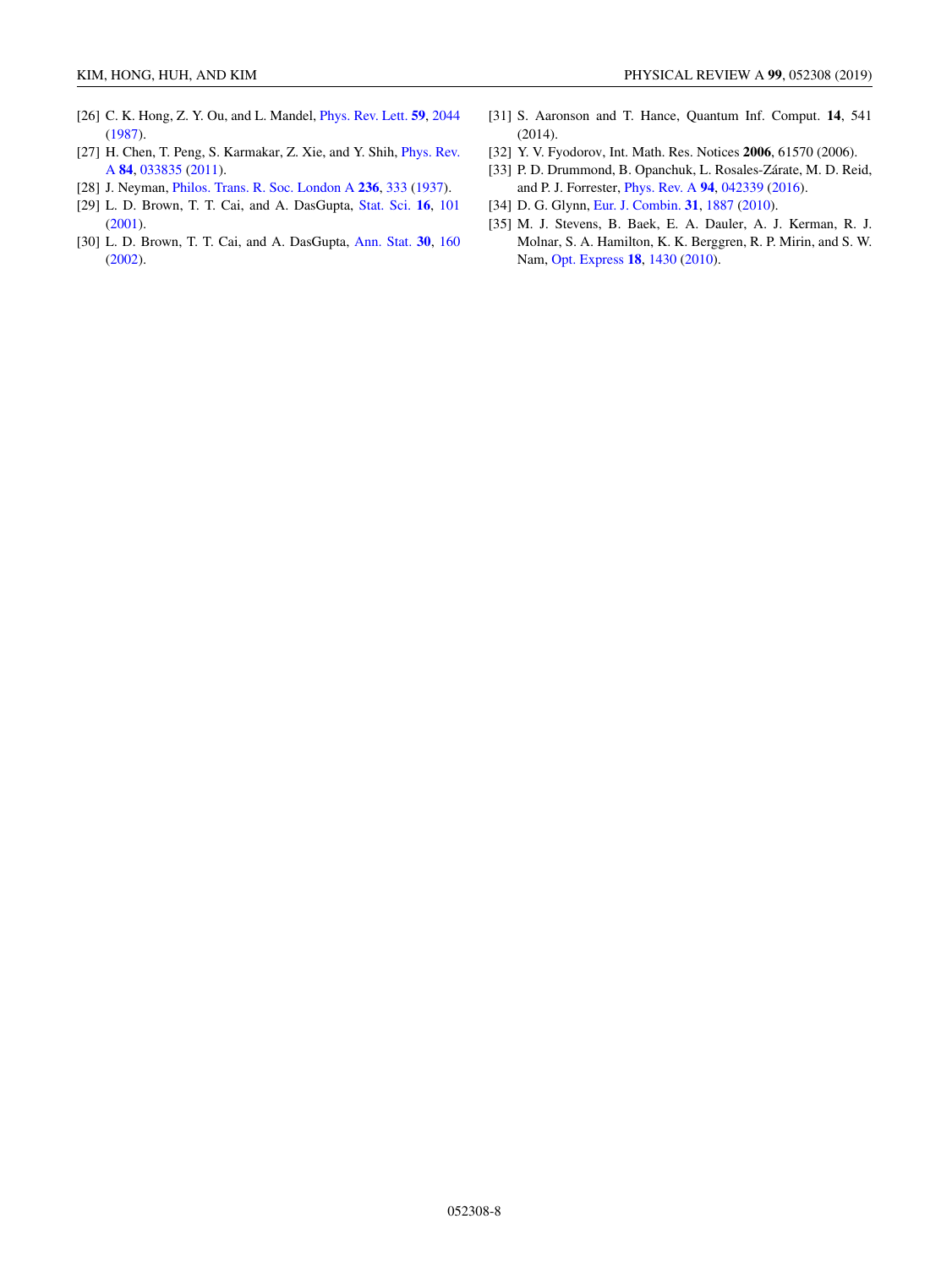[26] C. K. Hong, Z. Y. Ou, and L. Mandel, Phys. Rev. Lett. **59**, 2044 (1987).

[27] H. Chen, T. Peng, S. Karmakar, Z. Xie, and Y. Shih, Phys. Rev. A **84**, 033835 (2011).

[28] J. Neyman, Philos. Trans. R. Soc. London A **236**, 333 (1937).

[29] L. D. Brown, T. T. Cai, and A. DasGupta, Stat. Sci. **16**, 101 (2001).

[30] L. D. Brown, T. T. Cai, and A. DasGupta, Ann. Stat. **30**, 160 (2002).

[31] S. Aaronson and T. Hance, Quantum Inf. Comput. **14**, 541 (2014).

[32] Y. V. Fyodorov, Int. Math. Res. Notices **2006**, 61570 (2006).

[33] P. D. Drummond, B. Opanchuk, L. Rosales-Zárate, M. D. Reid, and P. J. Forrester, Phys. Rev. A **94**, 042339 (2016).

[34] D. G. Glynn, Eur. J. Combin. **31**, 1887 (2010).

[35] M. J. Stevens, B. Baek, E. A. Dauler, A. J. Kerman, R. J. Molnar, S. A. Hamilton, K. K. Berggren, R. P. Mirin, and S. W. Nam, Opt. Express **18**, 1430 (2010).